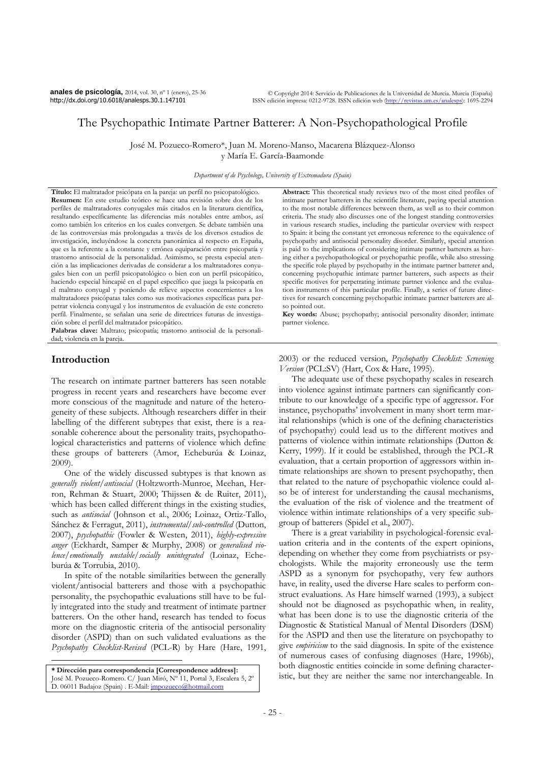# The Psychopathic Intimate Partner Batterer: A Non-Psychopathological Profile

José M. Pozueco-Romero*, Juan M. Moreno-Manso, Macarena Blázquez-Alonso y María E. García-Baamonde

*Department of de Psychology, University of Extremadura (Spain)*

**Título:** El maltratador psicópata en la pareja: un perfil no psicopatológico.

**Resumen:** En este estudio teórico se hace una revisión sobre dos de los perfiles de maltratadores conyugales más citados en la literatura científica, resaltando específicamente las diferencias más notables entre ambos, así como también los criterios en los cuales convergen. Se debate también una de las controversias más prolongadas a través de los diversos estudios de investigación, incluyéndose la concreta panorámica al respecto en España, que es la referente a la constante y errónea equiparación entre psicopatía y trastorno antisocial de la personalidad. Asimismo, se presta especial atención a las implicaciones derivadas de considerar a los maltratadores conyugales bien con un perfil psicopatológico o bien con un perfil psicopático, haciendo especial hincapié en el papel específico que juega la psicopatía en el maltrato conyugal y poniendo de relieve aspectos concernientes a los maltratadores psicópatas tales como sus motivaciones específicas para perpetrar violencia conyugal y los instrumentos de evaluación de este concreto perfil. Finalmente, se señalan una serie de directrices futuras de investigación sobre el perfil del maltratador psicopático.

**Palabras clave:** Maltrato; psicopatía; trastorno antisocial de la personalidad; violencia en la pareja.

**Abstract:** This theoretical study reviews two of the most cited profiles of intimate partner batterers in the scientific literature, paying special attention to the most notable differences between them, as well as to their common criteria. The study also discusses one of the longest standing controversies in various research studies, including the particular overview with respect to Spain: it being the constant yet erroneous reference to the equivalence of psychopathy and antisocial personality disorder. Similarly, special attention is paid to the implications of considering intimate partner batterers as having either a psychopathological or psychopathic profile, while also stressing the specific role played by psychopathy in the intimate partner batterer and, concerning psychopathic intimate partner batterers, such aspects as their specific motives for perpetrating intimate partner violence and the evaluation instruments of this particular profile. Finally, a series of future directives for research concerning psychopathic intimate partner batterers are also pointed out.

**Key words:** Abuse; psychopathy; antisocial personality disorder; intimate partner violence.

## Introduction

The research on intimate partner batterers has seen notable progress in recent years and researchers have become ever more conscious of the magnitude and nature of the heterogeneity of these subjects. Although researchers differ in their labelling of the different subtypes that exist, there is a reasonable coherence about the personality traits, psychopathological characteristics and patterns of violence which define these groups of batterers (Amor, Echeburúa & Loinaz, 2009).

One of the widely discussed subtypes is that known as *generally violent/antisocial* (Holtzworth-Munroe, Meehan, Herron, Rehman & Stuart, 2000; Thijssen & de Ruiter, 2011), which has been called different things in the existing studies, such as *antisocial* (Johnson et al., 2006; Loinaz, Ortiz-Tallo, Sánchez & Ferragut, 2011), *instrumental/sub-controlled* (Dutton, 2007), *psychopathic* (Fowler & Westen, 2011), *highly-expressive anger* (Eckhardt, Samper & Murphy, 2008) or *generalised violence/emotionally unstable/socially unintegrated* (Loinaz, Echeburúa & Torrubia, 2010).

In spite of the notable similarities between the generally violent/antisocial batterers and those with a psychopathic personality, the psychopathic evaluations still have to be fully integrated into the study and treatment of intimate partner batterers. On the other hand, research has tended to focus more on the diagnostic criteria of the antisocial personality disorder (ASPD) than on such validated evaluations as the *Psychopathy Checklist-Revised* (PCL-R) by Hare (Hare, 1991, 2003) or the reduced version, *Psychopathy Checklist: Screening Version* (PCL:SV) (Hart, Cox & Hare, 1995).

The adequate use of these psychopathy scales in research into violence against intimate partners can significantly contribute to our knowledge of a specific type of aggressor. For instance, psychopaths' involvement in many short term marital relationships (which is one of the defining characteristics of psychopathy) could lead us to the different motives and patterns of violence within intimate relationships (Dutton & Kerry, 1999). If it could be established, through the PCL-R evaluation, that a certain proportion of aggressors within intimate relationships are shown to present psychopathy, then that related to the nature of psychopathic violence could also be of interest for understanding the causal mechanisms, the evaluation of the risk of violence and the treatment of violence within intimate relationships of a very specific subgroup of batterers (Spidel et al., 2007).

There is a great variability in psychological-forensic evaluation criteria and in the contents of the expert opinions, depending on whether they come from psychiatrists or psychologists. While the majority erroneously use the term ASPD as a synonym for psychopathy, very few authors have, in reality, used the diverse Hare scales to perform construct evaluations. As Hare himself warned (1993), a subject should not be diagnosed as psychopathic when, in reality, what has been done is to use the diagnostic criteria of the Diagnostic & Statistical Manual of Mental Disorders (DSM) for the ASPD and then use the literature on psychopathy to give *empiricism* to the said diagnosis. In spite of the existence of numerous cases of confusing diagnoses (Hare, 1996b), both diagnostic entities coincide in some defining characteristic, but they are neither the same nor interchangeable. In

**\* Dirección para correspondencia [Correspondence address]:** José M. Pozueco-Romero. C/ Juan Miró, Nº 11, Portal 3, Escalera 5, 2º D. 06011 Badajoz (Spain) . E-Mail: jmpozueco@hotmail.com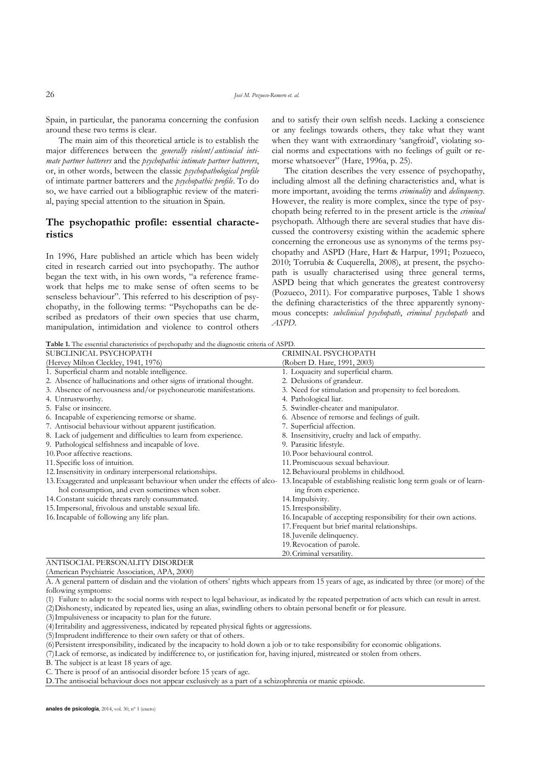Spain, in particular, the panorama concerning the confusion around these two terms is clear.

The main aim of this theoretical article is to establish the major differences between the *generally violent/antisocial intimate partner batterers* and the *psychopathic intimate partner batterers*, or, in other words, between the classic *psychopathological profile* of intimate partner batterers and the *psychopathic profile*. To do so, we have carried out a bibliographic review of the material, paying special attention to the situation in Spain.

## The psychopathic profile: essential characteristics

In 1996, Hare published an article which has been widely cited in research carried out into psychopathy. The author began the text with, in his own words, "a reference framework that helps me to make sense of often seems to be senseless behaviour". This referred to his description of psychopathy, in the following terms: "Psychopaths can be described as predators of their own species that use charm, manipulation, intimidation and violence to control others and to satisfy their own selfish needs. Lacking a conscience or any feelings towards others, they take what they want when they want with extraordinary 'sangfroid', violating social norms and expectations with no feelings of guilt or remorse whatsoever" (Hare, 1996a, p. 25).

The citation describes the very essence of psychopathy, including almost all the defining characteristics and, what is more important, avoiding the terms *criminality* and *delinquency*. However, the reality is more complex, since the type of psychopath being referred to in the present article is the *criminal* psychopath. Although there are several studies that have discussed the controversy existing within the academic sphere concerning the erroneous use as synonyms of the terms psychopathy and ASPD (Hare, Hart & Harpur, 1991; Pozueco, 2010; Torrubia & Cuquerella, 2008), at present, the psychopath is usually characterised using three general terms, ASPD being that which generates the greatest controversy (Pozueco, 2011). For comparative purposes, Table 1 shows the defining characteristics of the three apparently synonymous concepts: *subclinical psychopath*, *criminal psychopath* and *ASPD*.

**Table 1.** The essential characteristics of psychopathy and the diagnostic criteria of ASPD.

| SUBCLINICAL PSYCHOPATH<br>(Hervey Milton Cleckley, 1941, 1976) | CRIMINAL PSYCHOPATH<br>(Robert D. Hare, 1991, 2003) |
|---|---|
| 1. Superficial charm and notable intelligence. | 1. Loquacity and superficial charm. |
| 2. Absence of hallucinations and other signs of irrational thought. | 2. Delusions of grandeur. |
| 3. Absence of nervousness and/or psychoneurotic manifestations. | 3. Need for stimulation and propensity to feel boredom. |
| 4. Untrustworthy. | 4. Pathological liar. |
| 5. False or insincere. | 5. Swindler-cheater and manipulator. |
| 6. Incapable of experiencing remorse or shame. | 6. Absence of remorse and feelings of guilt. |
| 7. Antisocial behaviour without apparent justification. | 7. Superficial affection. |
| 8. Lack of judgement and difficulties to learn from experience. | 8. Insensitivity, cruelty and lack of empathy. |
| 9. Pathological selfishness and incapable of love. | 9. Parasitic lifestyle. |
| 10. Poor affective reactions. | 10. Poor behavioural control. |
| 11. Specific loss of intuition. | 11. Promiscuous sexual behaviour. |
| 12. Insensitivity in ordinary interpersonal relationships. | 12. Behavioural problems in childhood. |
| 13. Exaggerated and unpleasant behaviour when under the effects of alcohol consumption, and even sometimes when sober. | 13. Incapable of establishing realistic long term goals or of learning from experience. |
| 14. Constant suicide threats rarely consummated. | 14. Impulsivity. |
| 15. Impersonal, frivolous and unstable sexual life. | 15. Irresponsibility. |
| 16. Incapable of following any life plan. | 16. Incapable of accepting responsibility for their own actions. |
| | 17. Frequent but brief marital relationships. |
| | 18. Juvenile delinquency. |
| | 19. Revocation of parole. |
| | 20. Criminal versatility. |

| ANTISOCIAL PERSONALITY DISORDER<br>(American Psychiatric Association, APA, 2000) |
|---|
| A. A general pattern of disdain and the violation of others' rights which appears from 15 years of age, as indicated by three (or more) of the following symptoms: |
| (1) Failure to adapt to the social norms with respect to legal behaviour, as indicated by the repeated perpetration of acts which can result in arrest. |
| (2) Dishonesty, indicated by repeated lies, using an alias, swindling others to obtain personal benefit or for pleasure. |
| (3) Impulsiveness or incapacity to plan for the future. |
| (4) Irritability and aggressiveness, indicated by repeated physical fights or aggressions. |
| (5) Imprudent indifference to their own safety or that of others. |
| (6) Persistent irresponsibility, indicated by the incapacity to hold down a job or to take responsibility for economic obligations. |
| (7) Lack of remorse, as indicated by indifference to, or justification for, having injured, mistreated or stolen from others. |
| B. The subject is at least 18 years of age. |
| C. There is proof of an antisocial disorder before 15 years of age. |
| D. The antisocial behaviour does not appear exclusively as a part of a schizophrenia or manic episode. |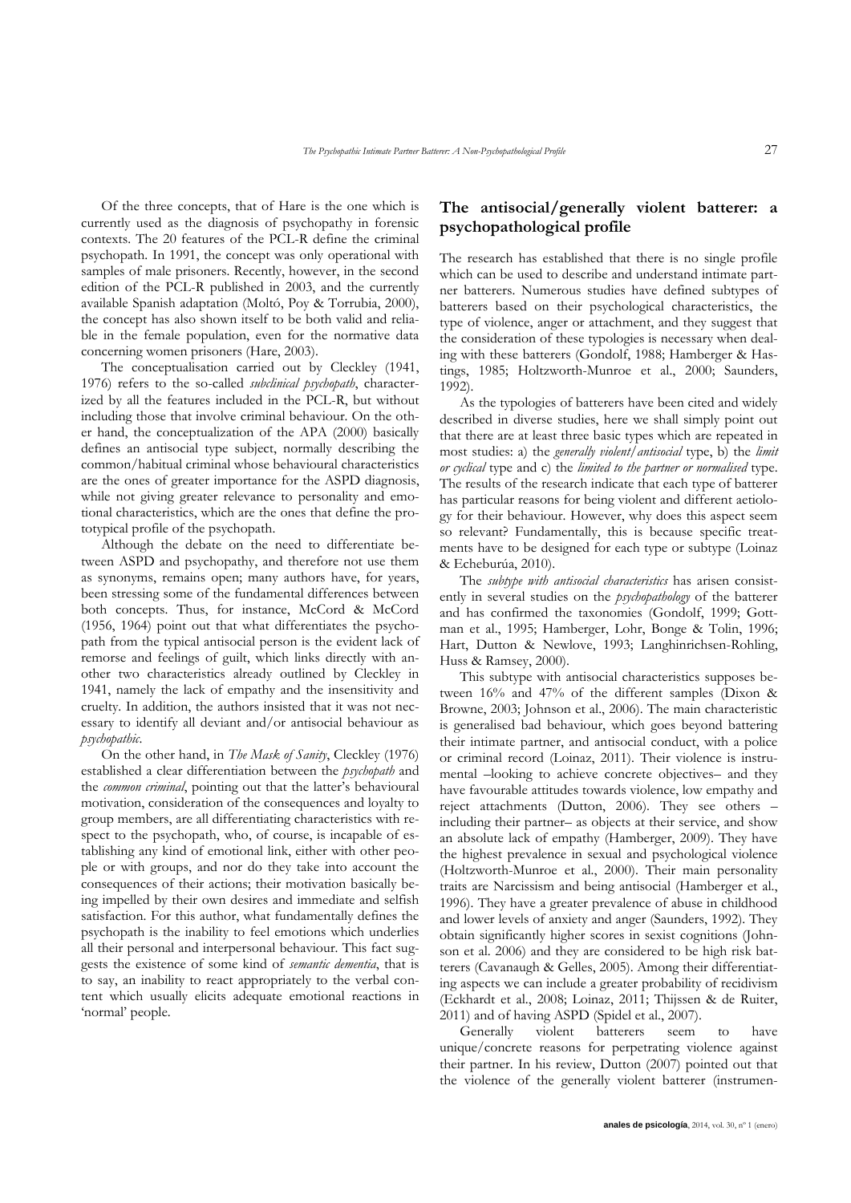Of the three concepts, that of Hare is the one which is currently used as the diagnosis of psychopathy in forensic contexts. The 20 features of the PCL-R define the criminal psychopath. In 1991, the concept was only operational with samples of male prisoners. Recently, however, in the second edition of the PCL-R published in 2003, and the currently available Spanish adaptation (Moltó, Poy & Torrubia, 2000), the concept has also shown itself to be both valid and reliable in the female population, even for the normative data concerning women prisoners (Hare, 2003).

The conceptualisation carried out by Cleckley (1941, 1976) refers to the so-called *subclinical psychopath*, characterized by all the features included in the PCL-R, but without including those that involve criminal behaviour. On the other hand, the conceptualization of the APA (2000) basically defines an antisocial type subject, normally describing the common/habitual criminal whose behavioural characteristics are the ones of greater importance for the ASPD diagnosis, while not giving greater relevance to personality and emotional characteristics, which are the ones that define the prototypical profile of the psychopath.

Although the debate on the need to differentiate between ASPD and psychopathy, and therefore not use them as synonyms, remains open; many authors have, for years, been stressing some of the fundamental differences between both concepts. Thus, for instance, McCord & McCord (1956, 1964) point out that what differentiates the psychopath from the typical antisocial person is the evident lack of remorse and feelings of guilt, which links directly with another two characteristics already outlined by Cleckley in 1941, namely the lack of empathy and the insensitivity and cruelty. In addition, the authors insisted that it was not necessary to identify all deviant and/or antisocial behaviour as *psychopathic*.

On the other hand, in *The Mask of Sanity*, Cleckley (1976) established a clear differentiation between the *psychopath* and the *common criminal*, pointing out that the latter's behavioural motivation, consideration of the consequences and loyalty to group members, are all differentiating characteristics with respect to the psychopath, who, of course, is incapable of establishing any kind of emotional link, either with other people or with groups, and nor do they take into account the consequences of their actions; their motivation basically being impelled by their own desires and immediate and selfish satisfaction. For this author, what fundamentally defines the psychopath is the inability to feel emotions which underlies all their personal and interpersonal behaviour. This fact suggests the existence of some kind of *semantic dementia*, that is to say, an inability to react appropriately to the verbal content which usually elicits adequate emotional reactions in 'normal' people.

## The antisocial/generally violent batterer: a psychopathological profile

The research has established that there is no single profile which can be used to describe and understand intimate partner batterers. Numerous studies have defined subtypes of batterers based on their psychological characteristics, the type of violence, anger or attachment, and they suggest that the consideration of these typologies is necessary when dealing with these batterers (Gondolf, 1988; Hamberger & Hastings, 1985; Holtzworth-Munroe et al., 2000; Saunders, 1992).

As the typologies of batterers have been cited and widely described in diverse studies, here we shall simply point out that there are at least three basic types which are repeated in most studies: a) the *generally violent/antisocial* type, b) the *limit or cyclical* type and c) the *limited to the partner or normalised* type. The results of the research indicate that each type of batterer has particular reasons for being violent and different aetiology for their behaviour. However, why does this aspect seem so relevant? Fundamentally, this is because specific treatments have to be designed for each type or subtype (Loinaz & Echeburúa, 2010).

The *subtype with antisocial characteristics* has arisen consistently in several studies on the *psychopathology* of the batterer and has confirmed the taxonomies (Gondolf, 1999; Gottman et al., 1995; Hamberger, Lohr, Bonge & Tolin, 1996; Hart, Dutton & Newlove, 1993; Langhinrichsen-Rohling, Huss & Ramsey, 2000).

This subtype with antisocial characteristics supposes between 16% and 47% of the different samples (Dixon & Browne, 2003; Johnson et al., 2006). The main characteristic is generalised bad behaviour, which goes beyond battering their intimate partner, and antisocial conduct, with a police or criminal record (Loinaz, 2011). Their violence is instrumental –looking to achieve concrete objectives– and they have favourable attitudes towards violence, low empathy and reject attachments (Dutton, 2006). They see others – including their partner– as objects at their service, and show an absolute lack of empathy (Hamberger, 2009). They have the highest prevalence in sexual and psychological violence (Holtzworth-Munroe et al., 2000). Their main personality traits are Narcissism and being antisocial (Hamberger et al., 1996). They have a greater prevalence of abuse in childhood and lower levels of anxiety and anger (Saunders, 1992). They obtain significantly higher scores in sexist cognitions (Johnson et al. 2006) and they are considered to be high risk batterers (Cavanaugh & Gelles, 2005). Among their differentiating aspects we can include a greater probability of recidivism (Eckhardt et al., 2008; Loinaz, 2011; Thijssen & de Ruiter, 2011) and of having ASPD (Spidel et al., 2007).

Generally violent batterers seem to have unique/concrete reasons for perpetrating violence against their partner. In his review, Dutton (2007) pointed out that the violence of the generally violent batterer (instrumen-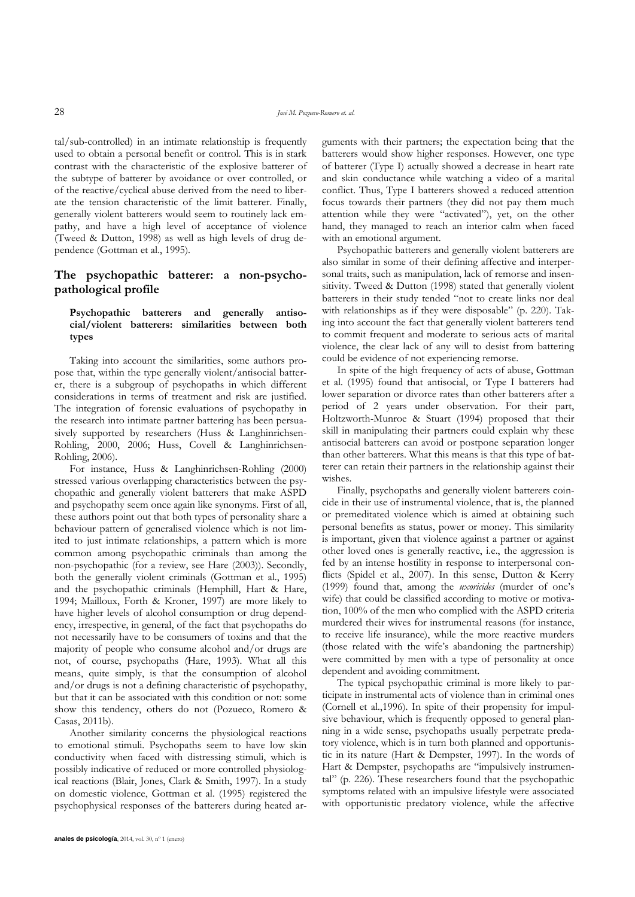tal/sub-controlled) in an intimate relationship is frequently used to obtain a personal benefit or control. This is in stark contrast with the characteristic of the explosive batterer of the subtype of batterer by avoidance or over controlled, or of the reactive/cyclical abuse derived from the need to liberate the tension characteristic of the limit batterer. Finally, generally violent batterers would seem to routinely lack empathy, and have a high level of acceptance of violence (Tweed & Dutton, 1998) as well as high levels of drug dependence (Gottman et al., 1995).

## The psychopathic batterer: a non-psychopathological profile

### Psychopathic batterers and generally antisocial/violent batterers: similarities between both types

Taking into account the similarities, some authors propose that, within the type generally violent/antisocial batterer, there is a subgroup of psychopaths in which different considerations in terms of treatment and risk are justified. The integration of forensic evaluations of psychopathy in the research into intimate partner battering has been persuasively supported by researchers (Huss & Langhinrichsen-Rohling, 2000, 2006; Huss, Covell & Langhinrichsen-Rohling, 2006).

For instance, Huss & Langhinrichsen-Rohling (2000) stressed various overlapping characteristics between the psychopathic and generally violent batterers that make ASPD and psychopathy seem once again like synonyms. First of all, these authors point out that both types of personality share a behaviour pattern of generalised violence which is not limited to just intimate relationships, a pattern which is more common among psychopathic criminals than among the non-psychopathic (for a review, see Hare (2003)). Secondly, both the generally violent criminals (Gottman et al., 1995) and the psychopathic criminals (Hemphill, Hart & Hare, 1994; Mailloux, Forth & Kroner, 1997) are more likely to have higher levels of alcohol consumption or drug dependency, irrespective, in general, of the fact that psychopaths do not necessarily have to be consumers of toxins and that the majority of people who consume alcohol and/or drugs are not, of course, psychopaths (Hare, 1993). What all this means, quite simply, is that the consumption of alcohol and/or drugs is not a defining characteristic of psychopathy, but that it can be associated with this condition or not: some show this tendency, others do not (Pozueco, Romero & Casas, 2011b).

Another similarity concerns the physiological reactions to emotional stimuli. Psychopaths seem to have low skin conductivity when faced with distressing stimuli, which is possibly indicative of reduced or more controlled physiological reactions (Blair, Jones, Clark & Smith, 1997). In a study on domestic violence, Gottman et al. (1995) registered the psychophysical responses of the batterers during heated arguments with their partners; the expectation being that the batterers would show higher responses. However, one type of batterer (Type I) actually showed a decrease in heart rate and skin conductance while watching a video of a marital conflict. Thus, Type I batterers showed a reduced attention focus towards their partners (they did not pay them much attention while they were "activated"), yet, on the other hand, they managed to reach an interior calm when faced with an emotional argument.

Psychopathic batterers and generally violent batterers are also similar in some of their defining affective and interpersonal traits, such as manipulation, lack of remorse and insensitivity. Tweed & Dutton (1998) stated that generally violent batterers in their study tended "not to create links nor deal with relationships as if they were disposable" (p. 220). Taking into account the fact that generally violent batterers tend to commit frequent and moderate to serious acts of marital violence, the clear lack of any will to desist from battering could be evidence of not experiencing remorse.

In spite of the high frequency of acts of abuse, Gottman et al. (1995) found that antisocial, or Type I batterers had lower separation or divorce rates than other batterers after a period of 2 years under observation. For their part, Holtzworth-Munroe & Stuart (1994) proposed that their skill in manipulating their partners could explain why these antisocial batterers can avoid or postpone separation longer than other batterers. What this means is that this type of batterer can retain their partners in the relationship against their wishes.

Finally, psychopaths and generally violent batterers coincide in their use of instrumental violence, that is, the planned or premeditated violence which is aimed at obtaining such personal benefits as status, power or money. This similarity is important, given that violence against a partner or against other loved ones is generally reactive, i.e., the aggression is fed by an intense hostility in response to interpersonal conflicts (Spidel et al., 2007). In this sense, Dutton & Kerry (1999) found that, among the *uxoricides* (murder of one's wife) that could be classified according to motive or motivation, 100% of the men who complied with the ASPD criteria murdered their wives for instrumental reasons (for instance, to receive life insurance), while the more reactive murders (those related with the wife's abandoning the partnership) were committed by men with a type of personality at once dependent and avoiding commitment.

The typical psychopathic criminal is more likely to participate in instrumental acts of violence than in criminal ones (Cornell et al.,1996). In spite of their propensity for impulsive behaviour, which is frequently opposed to general planning in a wide sense, psychopaths usually perpetrate predatory violence, which is in turn both planned and opportunistic in its nature (Hart & Dempster, 1997). In the words of Hart & Dempster, psychopaths are "impulsively instrumental" (p. 226). These researchers found that the psychopathic symptoms related with an impulsive lifestyle were associated with opportunistic predatory violence, while the affective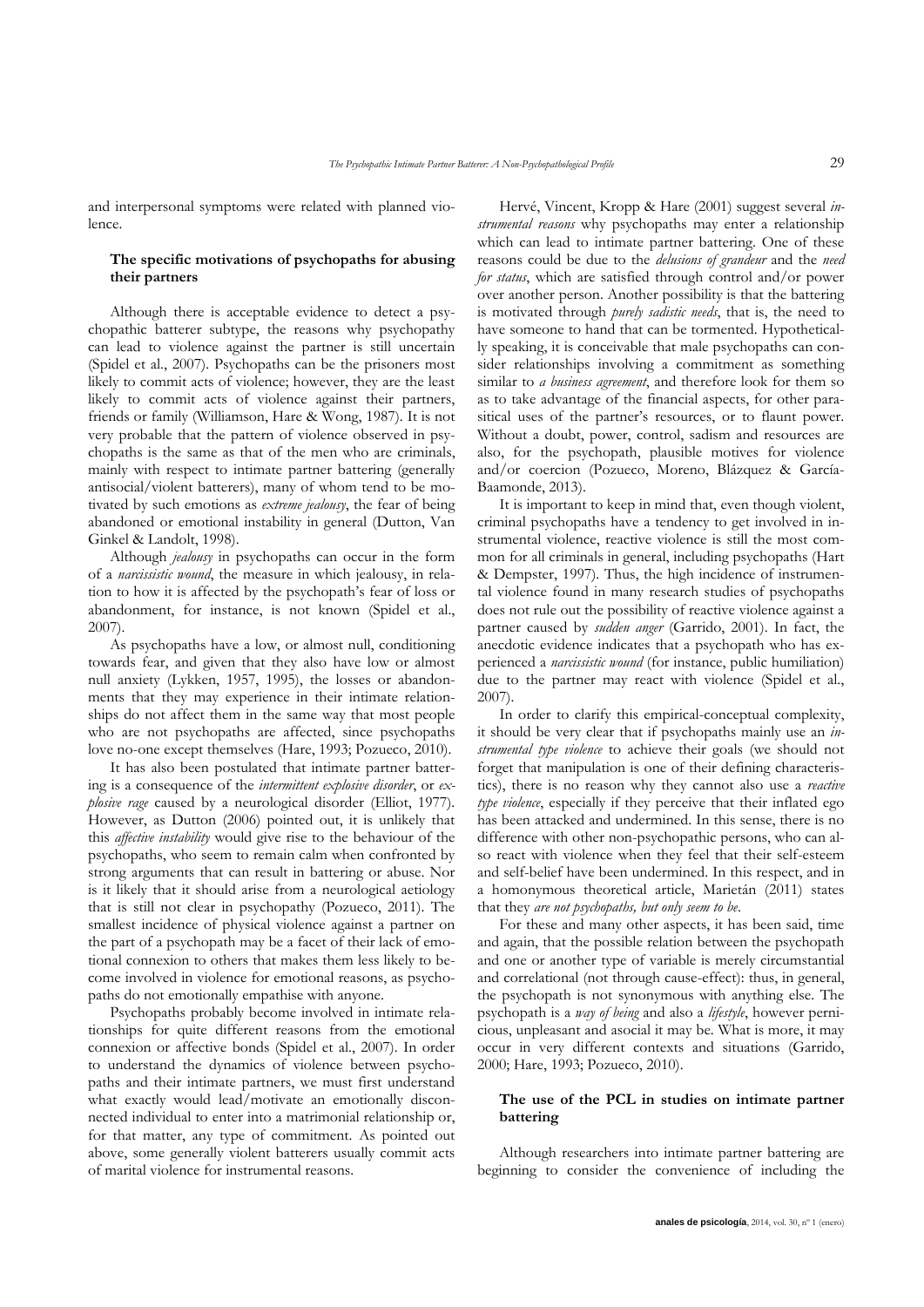and interpersonal symptoms were related with planned violence.

### The specific motivations of psychopaths for abusing their partners

Although there is acceptable evidence to detect a psychopathic batterer subtype, the reasons why psychopathy can lead to violence against the partner is still uncertain (Spidel et al., 2007). Psychopaths can be the prisoners most likely to commit acts of violence; however, they are the least likely to commit acts of violence against their partners, friends or family (Williamson, Hare & Wong, 1987). It is not very probable that the pattern of violence observed in psychopaths is the same as that of the men who are criminals, mainly with respect to intimate partner battering (generally antisocial/violent batterers), many of whom tend to be motivated by such emotions as *extreme jealousy*, the fear of being abandoned or emotional instability in general (Dutton, Van Ginkel & Landolt, 1998).

Although *jealousy* in psychopaths can occur in the form of a *narcissistic wound*, the measure in which jealousy, in relation to how it is affected by the psychopath's fear of loss or abandonment, for instance, is not known (Spidel et al., 2007).

As psychopaths have a low, or almost null, conditioning towards fear, and given that they also have low or almost null anxiety (Lykken, 1957, 1995), the losses or abandonments that they may experience in their intimate relationships do not affect them in the same way that most people who are not psychopaths are affected, since psychopaths love no-one except themselves (Hare, 1993; Pozueco, 2010).

It has also been postulated that intimate partner battering is a consequence of the *intermittent explosive disorder*, or *explosive rage* caused by a neurological disorder (Elliot, 1977). However, as Dutton (2006) pointed out, it is unlikely that this *affective instability* would give rise to the behaviour of the psychopaths, who seem to remain calm when confronted by strong arguments that can result in battering or abuse. Nor is it likely that it should arise from a neurological aetiology that is still not clear in psychopathy (Pozueco, 2011). The smallest incidence of physical violence against a partner on the part of a psychopath may be a facet of their lack of emotional connexion to others that makes them less likely to become involved in violence for emotional reasons, as psychopaths do not emotionally empathise with anyone.

Psychopaths probably become involved in intimate relationships for quite different reasons from the emotional connexion or affective bonds (Spidel et al., 2007). In order to understand the dynamics of violence between psychopaths and their intimate partners, we must first understand what exactly would lead/motivate an emotionally disconnected individual to enter into a matrimonial relationship or, for that matter, any type of commitment. As pointed out above, some generally violent batterers usually commit acts of marital violence for instrumental reasons.

Hervé, Vincent, Kropp & Hare (2001) suggest several *instrumental reasons* why psychopaths may enter a relationship which can lead to intimate partner battering. One of these reasons could be due to the *delusions of grandeur* and the *need for status*, which are satisfied through control and/or power over another person. Another possibility is that the battering is motivated through *purely sadistic needs*, that is, the need to have someone to hand that can be tormented. Hypothetically speaking, it is conceivable that male psychopaths can consider relationships involving a commitment as something similar to *a business agreement*, and therefore look for them so as to take advantage of the financial aspects, for other parasitical uses of the partner's resources, or to flaunt power. Without a doubt, power, control, sadism and resources are also, for the psychopath, plausible motives for violence and/or coercion (Pozueco, Moreno, Blázquez & García-Baamonde, 2013).

It is important to keep in mind that, even though violent, criminal psychopaths have a tendency to get involved in instrumental violence, reactive violence is still the most common for all criminals in general, including psychopaths (Hart & Dempster, 1997). Thus, the high incidence of instrumental violence found in many research studies of psychopaths does not rule out the possibility of reactive violence against a partner caused by *sudden anger* (Garrido, 2001). In fact, the anecdotic evidence indicates that a psychopath who has experienced a *narcissistic wound* (for instance, public humiliation) due to the partner may react with violence (Spidel et al., 2007).

In order to clarify this empirical-conceptual complexity, it should be very clear that if psychopaths mainly use an *instrumental type violence* to achieve their goals (we should not forget that manipulation is one of their defining characteristics), there is no reason why they cannot also use a *reactive type violence*, especially if they perceive that their inflated ego has been attacked and undermined. In this sense, there is no difference with other non-psychopathic persons, who can also react with violence when they feel that their self-esteem and self-belief have been undermined. In this respect, and in a homonymous theoretical article, Marietán (2011) states that they *are not psychopaths, but only seem to be*.

For these and many other aspects, it has been said, time and again, that the possible relation between the psychopath and one or another type of variable is merely circumstantial and correlational (not through cause-effect): thus, in general, the psychopath is not synonymous with anything else. The psychopath is a *way of being* and also a *lifestyle*, however pernicious, unpleasant and asocial it may be. What is more, it may occur in very different contexts and situations (Garrido, 2000; Hare, 1993; Pozueco, 2010).

### The use of the PCL in studies on intimate partner battering

Although researchers into intimate partner battering are beginning to consider the convenience of including the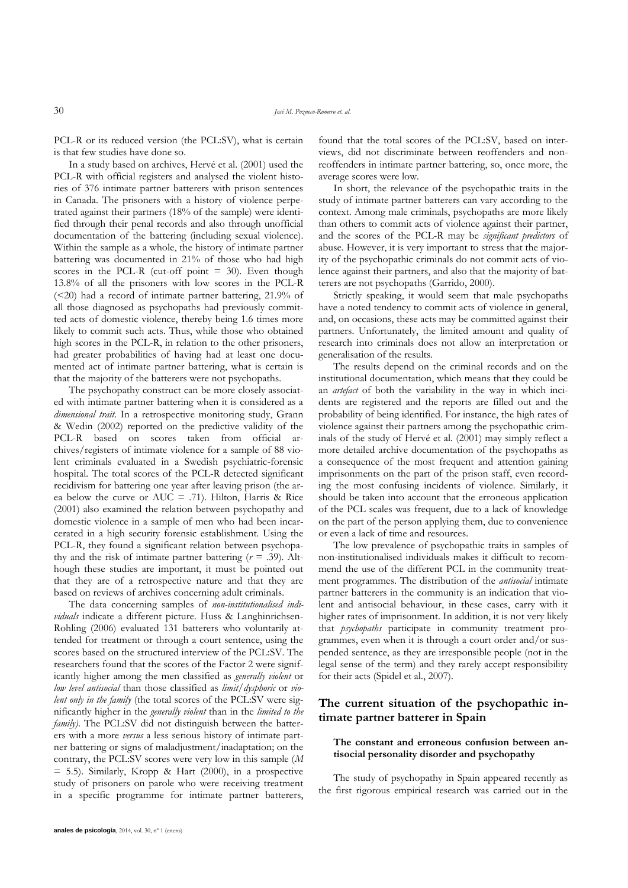PCL-R or its reduced version (the PCL:SV), what is certain is that few studies have done so.

In a study based on archives, Hervé et al. (2001) used the PCL-R with official registers and analysed the violent histories of 376 intimate partner batterers with prison sentences in Canada. The prisoners with a history of violence perpetrated against their partners (18% of the sample) were identified through their penal records and also through unofficial documentation of the battering (including sexual violence). Within the sample as a whole, the history of intimate partner battering was documented in 21% of those who had high scores in the PCL-R (cut-off point = 30). Even though 13.8% of all the prisoners with low scores in the PCL-R (<20) had a record of intimate partner battering, 21.9% of all those diagnosed as psychopaths had previously committed acts of domestic violence, thereby being 1.6 times more likely to commit such acts. Thus, while those who obtained high scores in the PCL-R, in relation to the other prisoners, had greater probabilities of having had at least one documented act of intimate partner battering, what is certain is that the majority of the batterers were not psychopaths.

The psychopathy construct can be more closely associated with intimate partner battering when it is considered as a *dimensional trait*. In a retrospective monitoring study, Grann & Wedin (2002) reported on the predictive validity of the PCL-R based on scores taken from official archives/registers of intimate violence for a sample of 88 violent criminals evaluated in a Swedish psychiatric-forensic hospital. The total scores of the PCL-R detected significant recidivism for battering one year after leaving prison (the area below the curve or AUC = .71). Hilton, Harris & Rice (2001) also examined the relation between psychopathy and domestic violence in a sample of men who had been incarcerated in a high security forensic establishment. Using the PCL-R, they found a significant relation between psychopathy and the risk of intimate partner battering ($r$ = .39). Although these studies are important, it must be pointed out that they are of a retrospective nature and that they are based on reviews of archives concerning adult criminals.

The data concerning samples of *non-institutionalised individuals* indicate a different picture. Huss & Langhinrichsen-Rohling (2006) evaluated 131 batterers who voluntarily attended for treatment or through a court sentence, using the scores based on the structured interview of the PCL:SV. The researchers found that the scores of the Factor 2 were significantly higher among the men classified as *generally violent* or *low level antisocial* than those classified as *limit/dysphoric* or *violent only in the family* (the total scores of the PCL:SV were significantly higher in the *generally violent* than in the *limited to the family).* The PCL:SV did not distinguish between the batterers with a more *versus* a less serious history of intimate partner battering or signs of maladjustment/inadaptation; on the contrary, the PCL:SV scores were very low in this sample ($M$ = 5.5). Similarly, Kropp & Hart (2000), in a prospective study of prisoners on parole who were receiving treatment in a specific programme for intimate partner batterers, found that the total scores of the PCL:SV, based on interviews, did not discriminate between reoffenders and non-reoffenders in intimate partner battering, so, once more, the average scores were low.

In short, the relevance of the psychopathic traits in the study of intimate partner batterers can vary according to the context. Among male criminals, psychopaths are more likely than others to commit acts of violence against their partner, and the scores of the PCL-R may be *significant predictors* of abuse. However, it is very important to stress that the majority of the psychopathic criminals do not commit acts of violence against their partners, and also that the majority of batterers are not psychopaths (Garrido, 2000).

Strictly speaking, it would seem that male psychopaths have a noted tendency to commit acts of violence in general, and, on occasions, these acts may be committed against their partners. Unfortunately, the limited amount and quality of research into criminals does not allow an interpretation or generalisation of the results.

The results depend on the criminal records and on the institutional documentation, which means that they could be an *artefact* of both the variability in the way in which incidents are registered and the reports are filled out and the probability of being identified. For instance, the high rates of violence against their partners among the psychopathic criminals of the study of Hervé et al. (2001) may simply reflect a more detailed archive documentation of the psychopaths as a consequence of the most frequent and attention gaining imprisonments on the part of the prison staff, even recording the most confusing incidents of violence. Similarly, it should be taken into account that the erroneous application of the PCL scales was frequent, due to a lack of knowledge on the part of the person applying them, due to convenience or even a lack of time and resources.

The low prevalence of psychopathic traits in samples of non-institutionalised individuals makes it difficult to recommend the use of the different PCL in the community treatment programmes. The distribution of the *antisocial* intimate partner batterers in the community is an indication that violent and antisocial behaviour, in these cases, carry with it higher rates of imprisonment. In addition, it is not very likely that *psychopaths* participate in community treatment programmes, even when it is through a court order and/or suspended sentence, as they are irresponsible people (not in the legal sense of the term) and they rarely accept responsibility for their acts (Spidel et al., 2007).

## The current situation of the psychopathic intimate partner batterer in Spain

### The constant and erroneous confusion between antisocial personality disorder and psychopathy

The study of psychopathy in Spain appeared recently as the first rigorous empirical research was carried out in the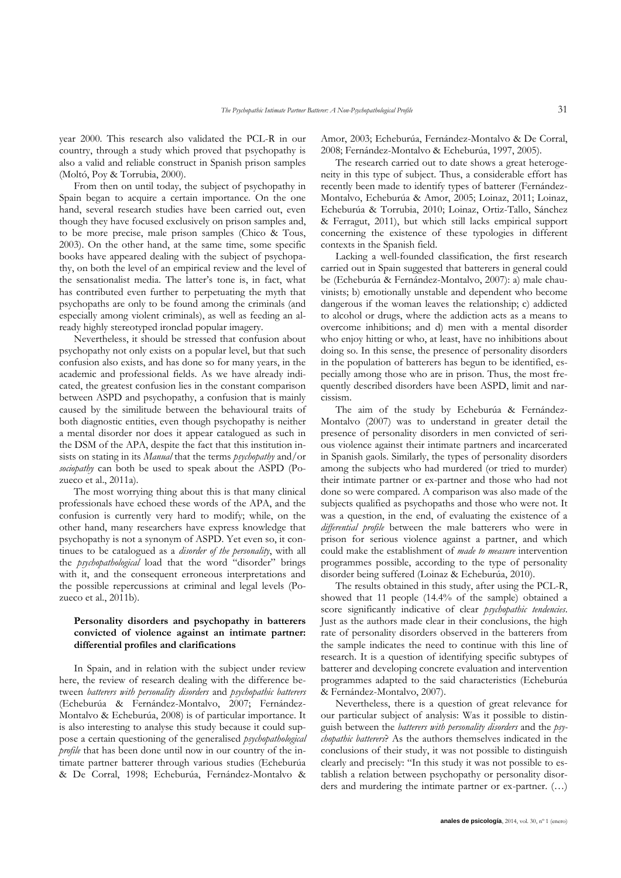year 2000. This research also validated the PCL-R in our country, through a study which proved that psychopathy is also a valid and reliable construct in Spanish prison samples (Moltó, Poy & Torrubia, 2000).

From then on until today, the subject of psychopathy in Spain began to acquire a certain importance. On the one hand, several research studies have been carried out, even though they have focused exclusively on prison samples and, to be more precise, male prison samples (Chico & Tous, 2003). On the other hand, at the same time, some specific books have appeared dealing with the subject of psychopathy, on both the level of an empirical review and the level of the sensationalist media. The latter's tone is, in fact, what has contributed even further to perpetuating the myth that psychopaths are only to be found among the criminals (and especially among violent criminals), as well as feeding an already highly stereotyped ironclad popular imagery.

Nevertheless, it should be stressed that confusion about psychopathy not only exists on a popular level, but that such confusion also exists, and has done so for many years, in the academic and professional fields. As we have already indicated, the greatest confusion lies in the constant comparison between ASPD and psychopathy, a confusion that is mainly caused by the similitude between the behavioural traits of both diagnostic entities, even though psychopathy is neither a mental disorder nor does it appear catalogued as such in the DSM of the APA, despite the fact that this institution insists on stating in its *Manual* that the terms *psychopathy* and/or *sociopathy* can both be used to speak about the ASPD (Pozueco et al., 2011a).

The most worrying thing about this is that many clinical professionals have echoed these words of the APA, and the confusion is currently very hard to modify; while, on the other hand, many researchers have express knowledge that psychopathy is not a synonym of ASPD. Yet even so, it continues to be catalogued as a *disorder of the personality*, with all the *psychopathological* load that the word "disorder" brings with it, and the consequent erroneous interpretations and the possible repercussions at criminal and legal levels (Pozueco et al., 2011b).

### Personality disorders and psychopathy in batterers convicted of violence against an intimate partner: differential profiles and clarifications

In Spain, and in relation with the subject under review here, the review of research dealing with the difference between *batterers with personality disorders* and *psychopathic batterers* (Echeburúa & Fernández-Montalvo, 2007; Fernández-Montalvo & Echeburúa, 2008) is of particular importance. It is also interesting to analyse this study because it could suppose a certain questioning of the generalised *psychopathological profile* that has been done until now in our country of the intimate partner batterer through various studies (Echeburúa & De Corral, 1998; Echeburúa, Fernández-Montalvo & Amor, 2003; Echeburúa, Fernández-Montalvo & De Corral, 2008; Fernández-Montalvo & Echeburúa, 1997, 2005).

The research carried out to date shows a great heterogeneity in this type of subject. Thus, a considerable effort has recently been made to identify types of batterer (Fernández-Montalvo, Echeburúa & Amor, 2005; Loinaz, 2011; Loinaz, Echeburúa & Torrubia, 2010; Loinaz, Ortiz-Tallo, Sánchez & Ferragut, 2011), but which still lacks empirical support concerning the existence of these typologies in different contexts in the Spanish field.

Lacking a well-founded classification, the first research carried out in Spain suggested that batterers in general could be (Echeburúa & Fernández-Montalvo, 2007): a) male chauvinists; b) emotionally unstable and dependent who become dangerous if the woman leaves the relationship; c) addicted to alcohol or drugs, where the addiction acts as a means to overcome inhibitions; and d) men with a mental disorder who enjoy hitting or who, at least, have no inhibitions about doing so. In this sense, the presence of personality disorders in the population of batterers has begun to be identified, especially among those who are in prison. Thus, the most frequently described disorders have been ASPD, limit and narcissism.

The aim of the study by Echeburúa & Fernández-Montalvo (2007) was to understand in greater detail the presence of personality disorders in men convicted of serious violence against their intimate partners and incarcerated in Spanish gaols. Similarly, the types of personality disorders among the subjects who had murdered (or tried to murder) their intimate partner or ex-partner and those who had not done so were compared. A comparison was also made of the subjects qualified as psychopaths and those who were not. It was a question, in the end, of evaluating the existence of a *differential profile* between the male batterers who were in prison for serious violence against a partner, and which could make the establishment of *made to measure* intervention programmes possible, according to the type of personality disorder being suffered (Loinaz & Echeburúa, 2010).

The results obtained in this study, after using the PCL-R, showed that 11 people (14.4% of the sample) obtained a score significantly indicative of clear *psychopathic tendencies*. Just as the authors made clear in their conclusions, the high rate of personality disorders observed in the batterers from the sample indicates the need to continue with this line of research. It is a question of identifying specific subtypes of batterer and developing concrete evaluation and intervention programmes adapted to the said characteristics (Echeburúa & Fernández-Montalvo, 2007).

Nevertheless, there is a question of great relevance for our particular subject of analysis: Was it possible to distinguish between the *batterers with personality disorders* and the *psychopathic batterers*? As the authors themselves indicated in the conclusions of their study, it was not possible to distinguish clearly and precisely: "In this study it was not possible to establish a relation between psychopathy or personality disorders and murdering the intimate partner or ex-partner. (…)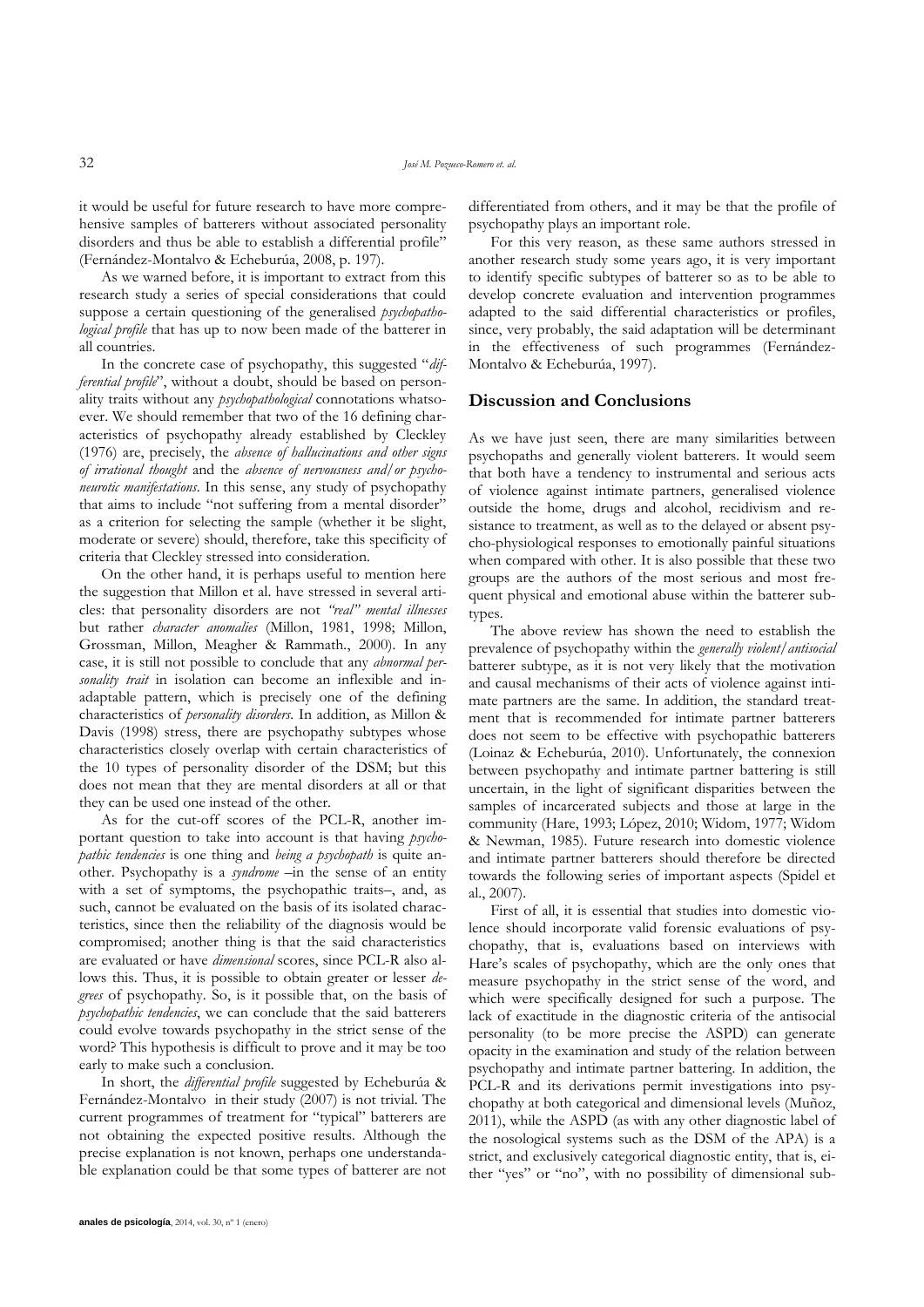it would be useful for future research to have more comprehensive samples of batterers without associated personality disorders and thus be able to establish a differential profile" (Fernández-Montalvo & Echeburúa, 2008, p. 197).

As we warned before, it is important to extract from this research study a series of special considerations that could suppose a certain questioning of the generalised *psychopathological profile* that has up to now been made of the batterer in all countries.

In the concrete case of psychopathy, this suggested "*differential profile*", without a doubt, should be based on personality traits without any *psychopathological* connotations whatsoever. We should remember that two of the 16 defining characteristics of psychopathy already established by Cleckley (1976) are, precisely, the *absence of hallucinations and other signs of irrational thought* and the *absence of nervousness and/or psychoneurotic manifestations*. In this sense, any study of psychopathy that aims to include "not suffering from a mental disorder" as a criterion for selecting the sample (whether it be slight, moderate or severe) should, therefore, take this specificity of criteria that Cleckley stressed into consideration.

On the other hand, it is perhaps useful to mention here the suggestion that Millon et al. have stressed in several articles: that personality disorders are not *"real" mental illnesses* but rather *character anomalies* (Millon, 1981, 1998; Millon, Grossman, Millon, Meagher & Rammath., 2000). In any case, it is still not possible to conclude that any *abnormal personality trait* in isolation can become an inflexible and inadaptable pattern, which is precisely one of the defining characteristics of *personality disorders*. In addition, as Millon & Davis (1998) stress, there are psychopathy subtypes whose characteristics closely overlap with certain characteristics of the 10 types of personality disorder of the DSM; but this does not mean that they are mental disorders at all or that they can be used one instead of the other.

As for the cut-off scores of the PCL-R, another important question to take into account is that having *psychopathic tendencies* is one thing and *being a psychopath* is quite another. Psychopathy is a *syndrome* –in the sense of an entity with a set of symptoms, the psychopathic traits–, and, as such, cannot be evaluated on the basis of its isolated characteristics, since then the reliability of the diagnosis would be compromised; another thing is that the said characteristics are evaluated or have *dimensional* scores, since PCL-R also allows this. Thus, it is possible to obtain greater or lesser *degrees* of psychopathy. So, is it possible that, on the basis of *psychopathic tendencies*, we can conclude that the said batterers could evolve towards psychopathy in the strict sense of the word? This hypothesis is difficult to prove and it may be too early to make such a conclusion.

In short, the *differential profile* suggested by Echeburúa & Fernández-Montalvo in their study (2007) is not trivial. The current programmes of treatment for "typical" batterers are not obtaining the expected positive results. Although the precise explanation is not known, perhaps one understandable explanation could be that some types of batterer are not differentiated from others, and it may be that the profile of psychopathy plays an important role.

For this very reason, as these same authors stressed in another research study some years ago, it is very important to identify specific subtypes of batterer so as to be able to develop concrete evaluation and intervention programmes adapted to the said differential characteristics or profiles, since, very probably, the said adaptation will be determinant in the effectiveness of such programmes (Fernández-Montalvo & Echeburúa, 1997).

## Discussion and Conclusions

As we have just seen, there are many similarities between psychopaths and generally violent batterers. It would seem that both have a tendency to instrumental and serious acts of violence against intimate partners, generalised violence outside the home, drugs and alcohol, recidivism and resistance to treatment, as well as to the delayed or absent psycho-physiological responses to emotionally painful situations when compared with other. It is also possible that these two groups are the authors of the most serious and most frequent physical and emotional abuse within the batterer subtypes.

The above review has shown the need to establish the prevalence of psychopathy within the *generally violent/antisocial* batterer subtype, as it is not very likely that the motivation and causal mechanisms of their acts of violence against intimate partners are the same. In addition, the standard treatment that is recommended for intimate partner batterers does not seem to be effective with psychopathic batterers (Loinaz & Echeburúa, 2010). Unfortunately, the connexion between psychopathy and intimate partner battering is still uncertain, in the light of significant disparities between the samples of incarcerated subjects and those at large in the community (Hare, 1993; López, 2010; Widom, 1977; Widom & Newman, 1985). Future research into domestic violence and intimate partner batterers should therefore be directed towards the following series of important aspects (Spidel et al., 2007).

First of all, it is essential that studies into domestic violence should incorporate valid forensic evaluations of psychopathy, that is, evaluations based on interviews with Hare's scales of psychopathy, which are the only ones that measure psychopathy in the strict sense of the word, and which were specifically designed for such a purpose. The lack of exactitude in the diagnostic criteria of the antisocial personality (to be more precise the ASPD) can generate opacity in the examination and study of the relation between psychopathy and intimate partner battering. In addition, the PCL-R and its derivations permit investigations into psychopathy at both categorical and dimensional levels (Muñoz, 2011), while the ASPD (as with any other diagnostic label of the nosological systems such as the DSM of the APA) is a strict, and exclusively categorical diagnostic entity, that is, either "yes" or "no", with no possibility of dimensional sub-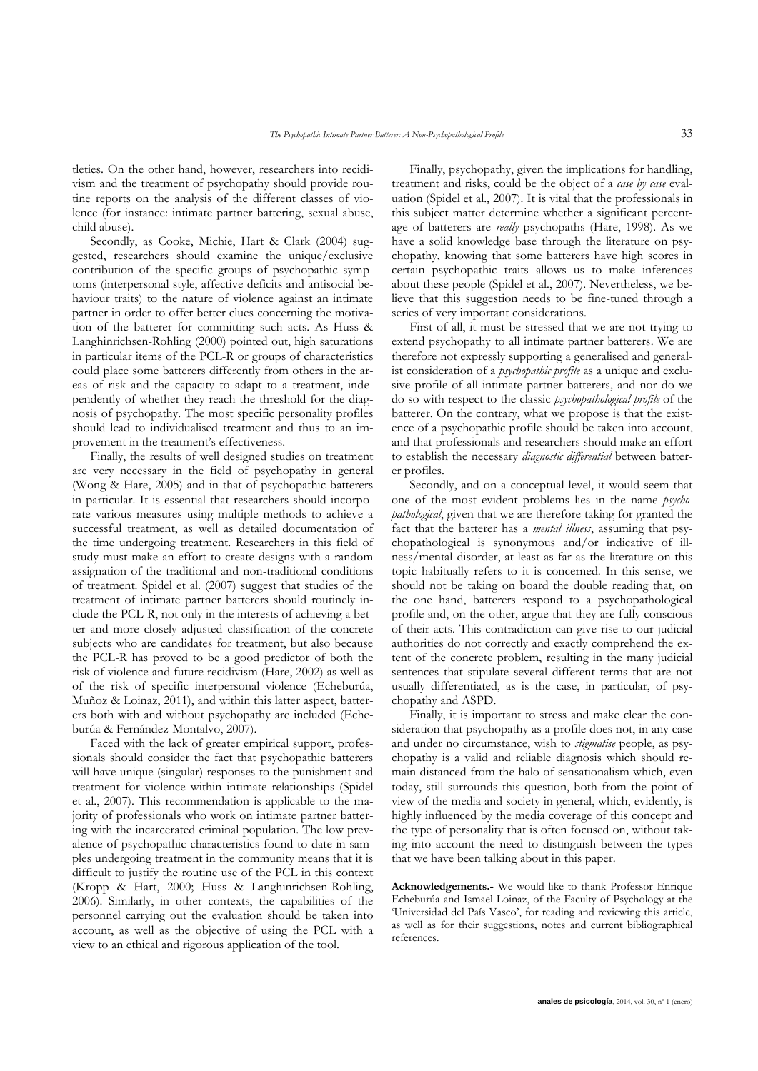tleties. On the other hand, however, researchers into recidivism and the treatment of psychopathy should provide routine reports on the analysis of the different classes of violence (for instance: intimate partner battering, sexual abuse, child abuse).

Secondly, as Cooke, Michie, Hart & Clark (2004) suggested, researchers should examine the unique/exclusive contribution of the specific groups of psychopathic symptoms (interpersonal style, affective deficits and antisocial behaviour traits) to the nature of violence against an intimate partner in order to offer better clues concerning the motivation of the batterer for committing such acts. As Huss & Langhinrichsen-Rohling (2000) pointed out, high saturations in particular items of the PCL-R or groups of characteristics could place some batterers differently from others in the areas of risk and the capacity to adapt to a treatment, independently of whether they reach the threshold for the diagnosis of psychopathy. The most specific personality profiles should lead to individualised treatment and thus to an improvement in the treatment's effectiveness.

Finally, the results of well designed studies on treatment are very necessary in the field of psychopathy in general (Wong & Hare, 2005) and in that of psychopathic batterers in particular. It is essential that researchers should incorporate various measures using multiple methods to achieve a successful treatment, as well as detailed documentation of the time undergoing treatment. Researchers in this field of study must make an effort to create designs with a random assignation of the traditional and non-traditional conditions of treatment. Spidel et al. (2007) suggest that studies of the treatment of intimate partner batterers should routinely include the PCL-R, not only in the interests of achieving a better and more closely adjusted classification of the concrete subjects who are candidates for treatment, but also because the PCL-R has proved to be a good predictor of both the risk of violence and future recidivism (Hare, 2002) as well as of the risk of specific interpersonal violence (Echeburúa, Muñoz & Loinaz, 2011), and within this latter aspect, batterers both with and without psychopathy are included (Echeburúa & Fernández-Montalvo, 2007).

Faced with the lack of greater empirical support, professionals should consider the fact that psychopathic batterers will have unique (singular) responses to the punishment and treatment for violence within intimate relationships (Spidel et al., 2007). This recommendation is applicable to the majority of professionals who work on intimate partner battering with the incarcerated criminal population. The low prevalence of psychopathic characteristics found to date in samples undergoing treatment in the community means that it is difficult to justify the routine use of the PCL in this context (Kropp & Hart, 2000; Huss & Langhinrichsen-Rohling, 2006). Similarly, in other contexts, the capabilities of the personnel carrying out the evaluation should be taken into account, as well as the objective of using the PCL with a view to an ethical and rigorous application of the tool.

Finally, psychopathy, given the implications for handling, treatment and risks, could be the object of a *case by case* evaluation (Spidel et al., 2007). It is vital that the professionals in this subject matter determine whether a significant percentage of batterers are *really* psychopaths (Hare, 1998). As we have a solid knowledge base through the literature on psychopathy, knowing that some batterers have high scores in certain psychopathic traits allows us to make inferences about these people (Spidel et al., 2007). Nevertheless, we believe that this suggestion needs to be fine-tuned through a series of very important considerations.

First of all, it must be stressed that we are not trying to extend psychopathy to all intimate partner batterers. We are therefore not expressly supporting a generalised and generalist consideration of a *psychopathic profile* as a unique and exclusive profile of all intimate partner batterers, and nor do we do so with respect to the classic *psychopathological profile* of the batterer. On the contrary, what we propose is that the existence of a psychopathic profile should be taken into account, and that professionals and researchers should make an effort to establish the necessary *diagnostic differential* between batterer profiles.

Secondly, and on a conceptual level, it would seem that one of the most evident problems lies in the name *psychopathological*, given that we are therefore taking for granted the fact that the batterer has a *mental illness*, assuming that psychopathological is synonymous and/or indicative of illness/mental disorder, at least as far as the literature on this topic habitually refers to it is concerned. In this sense, we should not be taking on board the double reading that, on the one hand, batterers respond to a psychopathological profile and, on the other, argue that they are fully conscious of their acts. This contradiction can give rise to our judicial authorities do not correctly and exactly comprehend the extent of the concrete problem, resulting in the many judicial sentences that stipulate several different terms that are not usually differentiated, as is the case, in particular, of psychopathy and ASPD.

Finally, it is important to stress and make clear the consideration that psychopathy as a profile does not, in any case and under no circumstance, wish to *stigmatise* people, as psychopathy is a valid and reliable diagnosis which should remain distanced from the halo of sensationalism which, even today, still surrounds this question, both from the point of view of the media and society in general, which, evidently, is highly influenced by the media coverage of this concept and the type of personality that is often focused on, without taking into account the need to distinguish between the types that we have been talking about in this paper.

**Acknowledgements.-** We would like to thank Professor Enrique Echeburúa and Ismael Loinaz, of the Faculty of Psychology at the 'Universidad del País Vasco', for reading and reviewing this article, as well as for their suggestions, notes and current bibliographical references.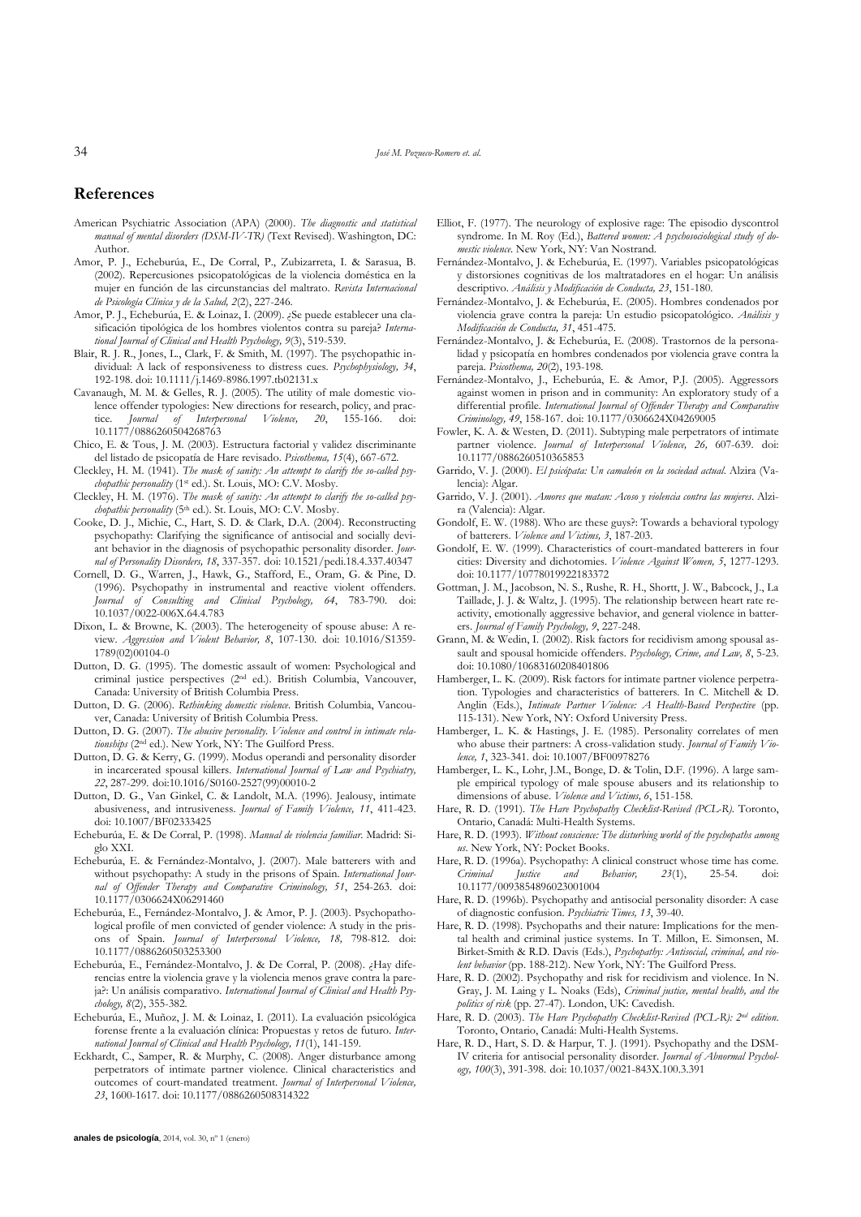## References

American Psychiatric Association (APA) (2000). *The diagnostic and statistical manual of mental disorders (DSM-IV-TR)* (Text Revised). Washington, DC: Author.

Amor, P. J., Echeburúa, E., De Corral, P., Zubizarreta, I. & Sarasua, B. (2002). Repercusiones psicopatológicas de la violencia doméstica en la mujer en función de las circunstancias del maltrato. *Revista Internacional de Psicología Clínica y de la Salud, 2*(2), 227-246.

Amor, P. J., Echeburúa, E. & Loinaz, I. (2009). ¿Se puede establecer una clasificación tipológica de los hombres violentos contra su pareja? *International Journal of Clinical and Health Psychology, 9*(3), 519-539.

Blair, R. J. R., Jones, L., Clark, F. & Smith, M. (1997). The psychopathic individual: A lack of responsiveness to distress cues. *Psychophysiology, 34*, 192-198. doi: 10.1111/j.1469-8986.1997.tb02131.x

Cavanaugh, M. M. & Gelles, R. J. (2005). The utility of male domestic violence offender typologies: New directions for research, policy, and practice. *Journal of Interpersonal Violence, 20*, 155-166. doi: 10.1177/0886260504268763

Chico, E. & Tous, J. M. (2003). Estructura factorial y validez discriminante del listado de psicopatía de Hare revisado. *Psicothema, 15*(4), 667-672.

Cleckley, H. M. (1941). *The mask of sanity: An attempt to clarify the so-called psychopathic personality* (1st ed.). St. Louis, MO: C.V. Mosby.

Cleckley, H. M. (1976). *The mask of sanity: An attempt to clarify the so-called psychopathic personality* (5th ed.). St. Louis, MO: C.V. Mosby.

Cooke, D. J., Michie, C., Hart, S. D. & Clark, D.A. (2004). Reconstructing psychopathy: Clarifying the significance of antisocial and socially deviant behavior in the diagnosis of psychopathic personality disorder. *Journal of Personality Disorders, 18*, 337-357. doi: 10.1521/pedi.18.4.337.40347

Cornell, D. G., Warren, J., Hawk, G., Stafford, E., Oram, G. & Pine, D. (1996). Psychopathy in instrumental and reactive violent offenders. *Journal of Consulting and Clinical Psychology, 64*, 783-790. doi: 10.1037/0022-006X.64.4.783

Dixon, L. & Browne, K. (2003). The heterogeneity of spouse abuse: A review. *Aggression and Violent Behavior, 8*, 107-130. doi: 10.1016/S1359-1789(02)00104-0

Dutton, D. G. (1995). The domestic assault of women: Psychological and criminal justice perspectives (2nd ed.). British Columbia, Vancouver, Canada: University of British Columbia Press.

Dutton, D. G. (2006). *Rethinking domestic violence*. British Columbia, Vancouver, Canada: University of British Columbia Press.

Dutton, D. G. (2007). *The abusive personality. Violence and control in intimate relationships* (2nd ed.). New York, NY: The Guilford Press.

Dutton, D. G. & Kerry, G. (1999). Modus operandi and personality disorder in incarcerated spousal killers. *International Journal of Law and Psychiatry, 22*, 287-299. doi:10.1016/S0160-2527(99)00010-2

Dutton, D. G., Van Ginkel, C. & Landolt, M.A. (1996). Jealousy, intimate abusiveness, and intrusiveness. *Journal of Family Violence, 11*, 411-423. doi: 10.1007/BF02333425

Echeburúa, E. & De Corral, P. (1998). *Manual de violencia familiar*. Madrid: Siglo XXI.

Echeburúa, E. & Fernández-Montalvo, J. (2007). Male batterers with and without psychopathy: A study in the prisons of Spain. *International Journal of Offender Therapy and Comparative Criminology, 51*, 254-263. doi: 10.1177/0306624X06291460

Echeburúa, E., Fernández-Montalvo, J. & Amor, P. J. (2003). Psychopathological profile of men convicted of gender violence: A study in the prisons of Spain. *Journal of Interpersonal Violence, 18,* 798-812. doi: 10.1177/0886260503253300

Echeburúa, E., Fernández-Montalvo, J. & De Corral, P. (2008). ¿Hay diferencias entre la violencia grave y la violencia menos grave contra la pareja?: Un análisis comparativo. *International Journal of Clinical and Health Psychology, 8*(2), 355-382.

Echeburúa, E., Muñoz, J. M. & Loinaz, I. (2011). La evaluación psicológica forense frente a la evaluación clínica: Propuestas y retos de futuro. *International Journal of Clinical and Health Psychology, 11*(1), 141-159.

Eckhardt, C., Samper, R. & Murphy, C. (2008). Anger disturbance among perpetrators of intimate partner violence. Clinical characteristics and outcomes of court-mandated treatment. *Journal of Interpersonal Violence, 23*, 1600-1617. doi: 10.1177/0886260508314322

Elliot, F. (1977). The neurology of explosive rage: The episodio dyscontrol syndrome. In M. Roy (Ed.), *Battered women: A psychosociological study of domestic violence*. New York, NY: Van Nostrand.

Fernández-Montalvo, J. & Echeburúa, E. (1997). Variables psicopatológicas y distorsiones cognitivas de los maltratadores en el hogar: Un análisis descriptivo. *Análisis y Modificación de Conducta, 23*, 151-180.

Fernández-Montalvo, J. & Echeburúa, E. (2005). Hombres condenados por violencia grave contra la pareja: Un estudio psicopatológico. *Análisis y Modificación de Conducta, 31*, 451-475.

Fernández-Montalvo, J. & Echeburúa, E. (2008). Trastornos de la personalidad y psicopatía en hombres condenados por violencia grave contra la pareja. *Psicothema, 20*(2), 193-198.

Fernández-Montalvo, J., Echeburúa, E. & Amor, P.J. (2005). Aggressors against women in prison and in community: An exploratory study of a differential profile. *International Journal of Offender Therapy and Comparative Criminology, 49*, 158-167. doi: 10.1177/0306624X04269005

Fowler, K. A. & Westen, D. (2011). Subtyping male perpetrators of intimate partner violence. *Journal of Interpersonal Violence, 26,* 607-639. doi: 10.1177/0886260510365853

Garrido, V. J. (2000). *El psicópata: Un camaleón en la sociedad actual*. Alzira (Valencia): Algar.

Garrido, V. J. (2001). *Amores que matan: Acoso y violencia contra las mujeres*. Alzira (Valencia): Algar.

Gondolf, E. W. (1988). Who are these guys?: Towards a behavioral typology of batterers. *Violence and Victims, 3*, 187-203.

Gondolf, E. W. (1999). Characteristics of court-mandated batterers in four cities: Diversity and dichotomies. *Violence Against Women, 5*, 1277-1293. doi: 10.1177/10778019922183372

Gottman, J. M., Jacobson, N. S., Rushe, R. H., Shortt, J. W., Babcock, J., La Taillade, J. J. & Waltz, J. (1995). The relationship between heart rate reactivity, emotionally aggressive behavior, and general violence in batterers. *Journal of Family Psychology, 9*, 227-248.

Grann, M. & Wedin, I. (2002). Risk factors for recidivism among spousal assault and spousal homicide offenders. *Psychology, Crime, and Law, 8*, 5-23. doi: 10.1080/10683160208401806

Hamberger, L. K. (2009). Risk factors for intimate partner violence perpetration. Typologies and characteristics of batterers. In C. Mitchell & D. Anglin (Eds.), *Intimate Partner Violence: A Health-Based Perspective* (pp. 115-131). New York, NY: Oxford University Press.

Hamberger, L. K. & Hastings, J. E. (1985). Personality correlates of men who abuse their partners: A cross-validation study. *Journal of Family Violence, 1*, 323-341. doi: 10.1007/BF00978276

Hamberger, L. K., Lohr, J.M., Bonge, D. & Tolin, D.F. (1996). A large sample empirical typology of male spouse abusers and its relationship to dimensions of abuse. *Violence and Victims, 6*, 151-158.

Hare, R. D. (1991). *The Hare Psychopathy Checklist-Revised (PCL-R)*. Toronto, Ontario, Canadá: Multi-Health Systems.

Hare, R. D. (1993). *Without conscience: The disturbing world of the psychopaths among us*. New York, NY: Pocket Books.

Hare, R. D. (1996a). Psychopathy: A clinical construct whose time has come. *Criminal Justice and Behavior, 23*(1), 25-54. doi: 10.1177/0093854896023001004

Hare, R. D. (1996b). Psychopathy and antisocial personality disorder: A case of diagnostic confusion. *Psychiatric Times, 13*, 39-40.

Hare, R. D. (1998). Psychopaths and their nature: Implications for the mental health and criminal justice systems. In T. Millon, E. Simonsen, M. Birket-Smith & R.D. Davis (Eds.), *Psychopathy: Antisocial, criminal, and violent behavior* (pp. 188-212). New York, NY: The Guilford Press.

Hare, R. D. (2002). Psychopathy and risk for recidivism and violence. In N. Gray, J. M. Laing y L. Noaks (Eds), *Criminal justice, mental health, and the politics of risk* (pp. 27-47). London, UK: Cavedish.

Hare, R. D. (2003). *The Hare Psychopathy Checklist-Revised (PCL-R): 2nd edition*. Toronto, Ontario, Canadá: Multi-Health Systems.

Hare, R. D., Hart, S. D. & Harpur, T. J. (1991). Psychopathy and the DSM-IV criteria for antisocial personality disorder. *Journal of Abnormal Psychology, 100*(3), 391-398. doi: 10.1037/0021-843X.100.3.391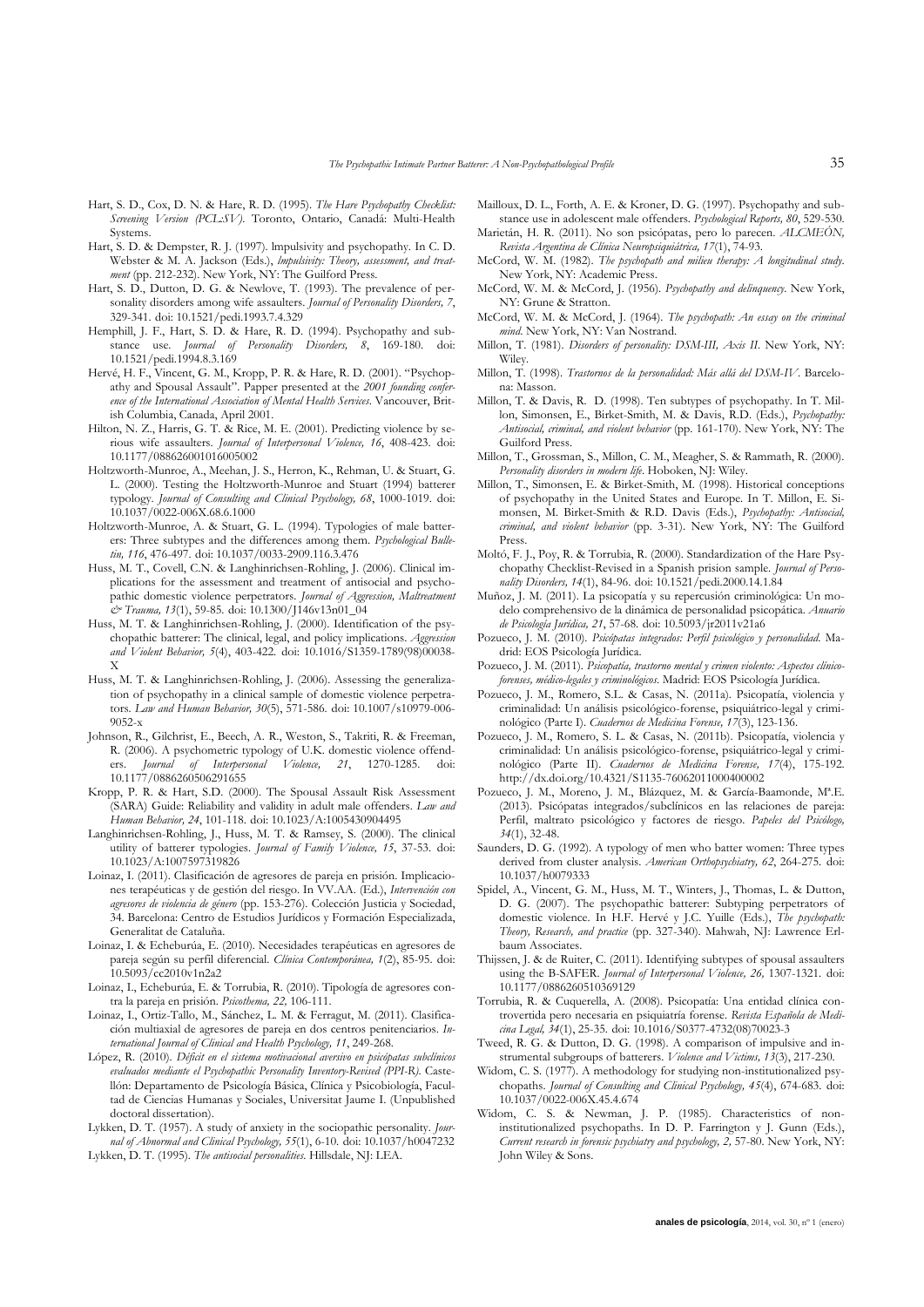Hart, S. D., Cox, D. N. & Hare, R. D. (1995). *The Hare Psychopathy Checklist: Screening Version (PCL:SV)*. Toronto, Ontario, Canadá: Multi-Health Systems.

Hart, S. D. & Dempster, R. J. (1997). lmpulsivity and psychopathy. In C. D. Webster & M. A. Jackson (Eds.), *lmpulsivity: Theory, assessment, and treatment* (pp. 212-232). New York, NY: The Guilford Press.

Hart, S. D., Dutton, D. G. & Newlove, T. (1993). The prevalence of personality disorders among wife assaulters. *Journal of Personality Disorders, 7*, 329-341. doi: 10.1521/pedi.1993.7.4.329

Hemphill, J. F., Hart, S. D. & Hare, R. D. (1994). Psychopathy and substance use. *Journal of Personality Disorders, 8*, 169-180. doi: 10.1521/pedi.1994.8.3.169

Hervé, H. F., Vincent, G. M., Kropp, P. R. & Hare, R. D. (2001). "Psychopathy and Spousal Assault". Papper presented at the *2001 founding conference of the International Association of Mental Health Services*. Vancouver, British Columbia, Canada, April 2001.

Hilton, N. Z., Harris, G. T. & Rice, M. E. (2001). Predicting violence by serious wife assaulters. *Journal of Interpersonal Violence, 16*, 408-423. doi: 10.1177/088626001016005002

Holtzworth-Munroe, A., Meehan, J. S., Herron, K., Rehman, U. & Stuart, G. L. (2000). Testing the Holtzworth-Munroe and Stuart (1994) batterer typology. *Journal of Consulting and Clinical Psychology, 68*, 1000-1019. doi: 10.1037/0022-006X.68.6.1000

Holtzworth-Munroe, A. & Stuart, G. L. (1994). Typologies of male batterers: Three subtypes and the differences among them. *Psychological Bulletin, 116*, 476-497. doi: 10.1037/0033-2909.116.3.476

Huss, M. T., Covell, C.N. & Langhinrichsen-Rohling, J. (2006). Clinical implications for the assessment and treatment of antisocial and psychopathic domestic violence perpetrators. *Journal of Aggression, Maltreatment & Trauma, 13*(1), 59-85. doi: 10.1300/J146v13n01_04

Huss, M. T. & Langhinrichsen-Rohling, J. (2000). Identification of the psychopathic batterer: The clinical, legal, and policy implications. *Aggression and Violent Behavior, 5*(4), 403-422. doi: 10.1016/S1359-1789(98)00038-X

Huss, M. T. & Langhinrichsen-Rohling, J. (2006). Assessing the generalization of psychopathy in a clinical sample of domestic violence perpetrators. *Law and Human Behavior, 30*(5), 571-586. doi: 10.1007/s10979-006-9052-x

Johnson, R., Gilchrist, E., Beech, A. R., Weston, S., Takriti, R. & Freeman, R. (2006). A psychometric typology of U.K. domestic violence offenders. *Journal of Interpersonal Violence, 21*, 1270-1285. doi: 10.1177/0886260506291655

Kropp, P. R. & Hart, S.D. (2000). The Spousal Assault Risk Assessment (SARA) Guide: Reliability and validity in adult male offenders. *Law and Human Behavior, 24*, 101-118. doi: 10.1023/A:1005430904495

Langhinrichsen-Rohling, J., Huss, M. T. & Ramsey, S. (2000). The clinical utility of batterer typologies. *Journal of Family Violence, 15*, 37-53. doi: 10.1023/A:1007597319826

Loinaz, I. (2011). Clasificación de agresores de pareja en prisión. Implicaciones terapéuticas y de gestión del riesgo. In VV.AA. (Ed.), *Intervención con agresores de violencia de género* (pp. 153-276). Colección Justicia y Sociedad, 34. Barcelona: Centro de Estudios Jurídicos y Formación Especializada, Generalitat de Cataluña.

Loinaz, I. & Echeburúa, E. (2010). Necesidades terapéuticas en agresores de pareja según su perfil diferencial. *Clínica Contemporánea, 1*(2), 85-95. doi: 10.5093/cc2010v1n2a2

Loinaz, I., Echeburúa, E. & Torrubia, R. (2010). Tipología de agresores contra la pareja en prisión. *Psicothema, 22,* 106-111.

Loinaz, I., Ortiz-Tallo, M., Sánchez, L. M. & Ferragut, M. (2011). Clasificación multiaxial de agresores de pareja en dos centros penitenciarios. *International Journal of Clinical and Health Psychology, 11*, 249-268.

López, R. (2010). *Déficit en el sistema motivacional aversivo en psicópatas subclínicos evaluados mediante el Psychopathic Personality Inventory-Revised (PPI-R)*. Castellón: Departamento de Psicología Básica, Clínica y Psicobiología, Facultad de Ciencias Humanas y Sociales, Universitat Jaume I. (Unpublished doctoral dissertation).

Lykken, D. T. (1957). A study of anxiety in the sociopathic personality. *Journal of Abnormal and Clinical Psychology, 55*(1), 6-10. doi: 10.1037/h0047232

Lykken, D. T. (1995). *The antisocial personalities*. Hillsdale, NJ: LEA.

Mailloux, D. L., Forth, A. E. & Kroner, D. G. (1997). Psychopathy and substance use in adolescent male offenders. *Psychological Reports, 80*, 529-530.

Marietán, H. R. (2011). No son psicópatas, pero lo parecen. *ALCMEÓN, Revista Argentina de Clínica Neuropsiquiátrica, 17*(1), 74-93.

McCord, W. M. (1982). *The psychopath and milieu therapy: A longitudinal study*. New York, NY: Academic Press.

McCord, W. M. & McCord, J. (1956). *Psychopathy and delinquency*. New York, NY: Grune & Stratton.

McCord, W. M. & McCord, J. (1964). *The psychopath: An essay on the criminal mind*. New York, NY: Van Nostrand.

Millon, T. (1981). *Disorders of personality: DSM-III, Axis II*. New York, NY: Wiley.

Millon, T. (1998). *Trastornos de la personalidad: Más allá del DSM-IV*. Barcelona: Masson.

Millon, T. & Davis, R. D. (1998). Ten subtypes of psychopathy. In T. Millon, Simonsen, E., Birket-Smith, M. & Davis, R.D. (Eds.), *Psychopathy: Antisocial, criminal, and violent behavior* (pp. 161-170). New York, NY: The Guilford Press.

Millon, T., Grossman, S., Millon, C. M., Meagher, S. & Rammath, R. (2000). *Personality disorders in modern life*. Hoboken, NJ: Wiley.

Millon, T., Simonsen, E. & Birket-Smith, M. (1998). Historical conceptions of psychopathy in the United States and Europe. In T. Millon, E. Simonsen, M. Birket-Smith & R.D. Davis (Eds.), *Psychopathy: Antisocial, criminal, and violent behavior* (pp. 3-31). New York, NY: The Guilford Press.

Moltó, F. J., Poy, R. & Torrubia, R. (2000). Standardization of the Hare Psychopathy Checklist-Revised in a Spanish prison sample. *Journal of Personality Disorders, 14*(1), 84-96. doi: 10.1521/pedi.2000.14.1.84

Muñoz, J. M. (2011). La psicopatía y su repercusión criminológica: Un modelo comprehensivo de la dinámica de personalidad psicopática. *Anuario de Psicología Jurídica, 21*, 57-68. doi: 10.5093/jr2011v21a6

Pozueco, J. M. (2010). *Psicópatas integrados: Perfil psicológico y personalidad*. Madrid: EOS Psicología Jurídica.

Pozueco, J. M. (2011). *Psicopatía, trastorno mental y crimen violento: Aspectos clínico-forenses, médico-legales y criminológicos*. Madrid: EOS Psicología Jurídica.

Pozueco, J. M., Romero, S.L. & Casas, N. (2011a). Psicopatía, violencia y criminalidad: Un análisis psicológico-forense, psiquiátrico-legal y criminológico (Parte I). *Cuadernos de Medicina Forense, 17*(3), 123-136.

Pozueco, J. M., Romero, S. L. & Casas, N. (2011b). Psicopatía, violencia y criminalidad: Un análisis psicológico-forense, psiquiátrico-legal y criminológico (Parte II). *Cuadernos de Medicina Forense, 17*(4), 175-192. http://dx.doi.org/10.4321/S1135-76062011000400002

Pozueco, J. M., Moreno, J. M., Blázquez, M. & García-Baamonde, Mª.E. (2013). Psicópatas integrados/subclínicos en las relaciones de pareja: Perfil, maltrato psicológico y factores de riesgo. *Papeles del Psicólogo, 34*(1), 32-48.

Saunders, D. G. (1992). A typology of men who batter women: Three types derived from cluster analysis. *American Orthopsychiatry, 62*, 264-275. doi: 10.1037/h0079333

Spidel, A., Vincent, G. M., Huss, M. T., Winters, J., Thomas, L. & Dutton, D. G. (2007). The psychopathic batterer: Subtyping perpetrators of domestic violence. In H.F. Hervé y J.C. Yuille (Eds.), *The psychopath: Theory, Research, and practice* (pp. 327-340). Mahwah, NJ: Lawrence Erlbaum Associates.

Thijssen, J. & de Ruiter, C. (2011). Identifying subtypes of spousal assaulters using the B-SAFER. *Journal of Interpersonal Violence, 26,* 1307-1321. doi: 10.1177/0886260510369129

Torrubia, R. & Cuquerella, A. (2008). Psicopatía: Una entidad clínica controvertida pero necesaria en psiquiatría forense. *Revista Española de Medicina Legal, 34*(1), 25-35. doi: 10.1016/S0377-4732(08)70023-3

Tweed, R. G. & Dutton, D. G. (1998). A comparison of impulsive and instrumental subgroups of batterers. *Violence and Victims, 13*(3), 217-230.

Widom, C. S. (1977). A methodology for studying non-institutionalized psychopaths. *Journal of Consulting and Clinical Psychology, 45*(4), 674-683. doi: 10.1037/0022-006X.45.4.674

Widom, C. S. & Newman, J. P. (1985). Characteristics of non-institutionalized psychopaths. In D. P. Farrington y J. Gunn (Eds.), *Current research in forensic psychiatry and psychology, 2,* 57-80. New York, NY: John Wiley & Sons.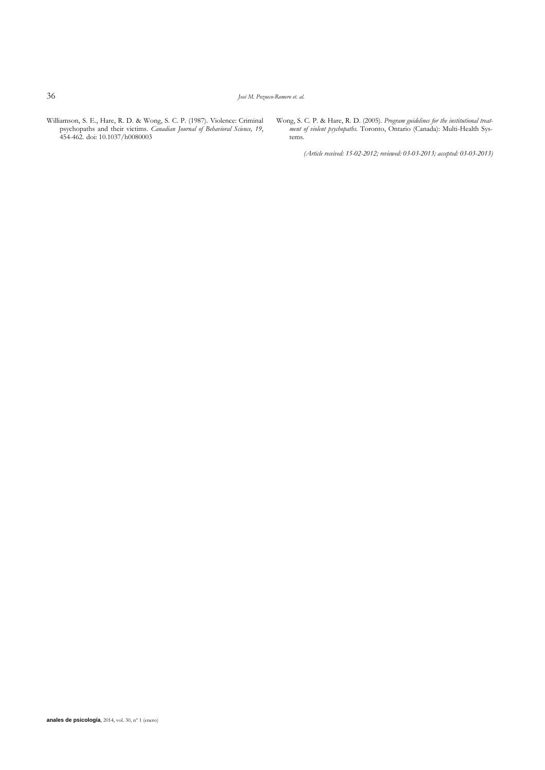Williamson, S. E., Hare, R. D. & Wong, S. C. P. (1987). Violence: Criminal psychopaths and their victims. *Canadian Journal of Behavioral Science, 19*, 454-462. doi: 10.1037/h0080003

Wong, S. C. P. & Hare, R. D. (2005). *Program guidelines for the institutional treatment of violent psychopaths*. Toronto, Ontario (Canada): Multi-Health Systems.

*(Article received: 15-02-2012; reviewed: 03-03-2013; accepted: 03-03-2013)*